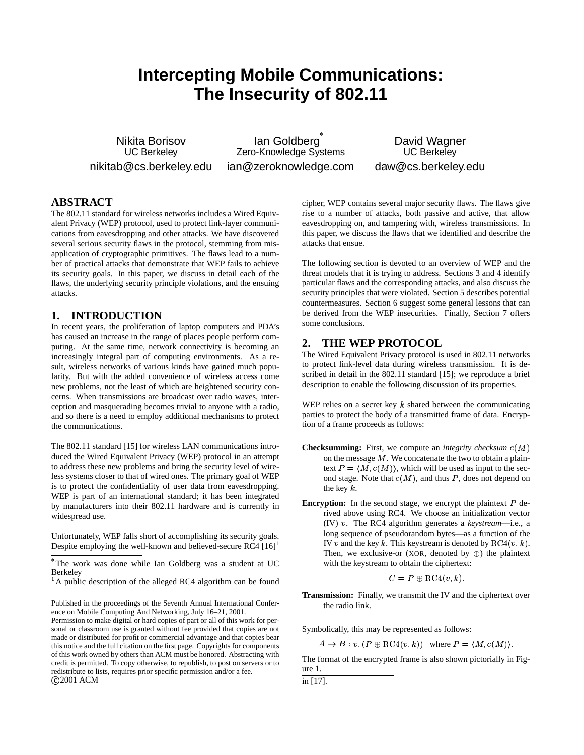# Intercepting Mobile Communications: The Insecurity of 802.11

Nikita Borisov
UC Berkeley
nikitab@cs.berkeley.edu

Ian Goldberg*
Zero-Knowledge Systems
ian@zeroknowledge.com

David Wagner
UC Berkeley
daw@cs.berkeley.edu

## ABSTRACT

The 802.11 standard for wireless networks includes a Wired Equivalent Privacy (WEP) protocol, used to protect link-layer communications from eavesdropping and other attacks. We have discovered several serious security flaws in the protocol, stemming from misapplication of cryptographic primitives. The flaws lead to a number of practical attacks that demonstrate that WEP fails to achieve its security goals. In this paper, we discuss in detail each of the flaws, the underlying security principle violations, and the ensuing attacks.

## 1. INTRODUCTION

In recent years, the proliferation of laptop computers and PDA's has caused an increase in the range of places people perform computing. At the same time, network connectivity is becoming an increasingly integral part of computing environments. As a result, wireless networks of various kinds have gained much popularity. But with the added convenience of wireless access come new problems, not the least of which are heightened security concerns. When transmissions are broadcast over radio waves, interception and masquerading becomes trivial to anyone with a radio, and so there is a need to employ additional mechanisms to protect the communications.

The 802.11 standard [15] for wireless LAN communications introduced the Wired Equivalent Privacy (WEP) protocol in an attempt to address these new problems and bring the security level of wireless systems closer to that of wired ones. The primary goal of WEP is to protect the confidentiality of user data from eavesdropping. WEP is part of an international standard; it has been integrated by manufacturers into their 802.11 hardware and is currently in widespread use.

Unfortunately, WEP falls short of accomplishing its security goals. Despite employing the well-known and believed-secure RC4 [16][1] cipher, WEP contains several major security flaws. The flaws give rise to a number of attacks, both passive and active, that allow eavesdropping on, and tampering with, wireless transmissions. In this paper, we discuss the flaws that we identified and describe the attacks that ensue.

The following section is devoted to an overview of WEP and the threat models that it is trying to address. Sections 3 and 4 identify particular flaws and the corresponding attacks, and also discuss the security principles that were violated. Section 5 describes potential countermeasures. Section 6 suggest some general lessons that can be derived from the WEP insecurities. Finally, Section 7 offers some conclusions.

## 2. THE WEP PROTOCOL

The Wired Equivalent Privacy protocol is used in 802.11 networks to protect link-level data during wireless transmission. It is described in detail in the 802.11 standard [15]; we reproduce a brief description to enable the following discussion of its properties.

WEP relies on a secret key $k$ shared between the communicating parties to protect the body of a transmitted frame of data. Encryption of a frame proceeds as follows:

**Checksumming:** First, we compute an *integrity checksum* $c(M)$ on the message $M$. We concatenate the two to obtain a plaintext $P = \langle M, c(M) \rangle$, which will be used as input to the second stage. Note that $c(M)$, and thus $P$, does not depend on the key $k$.

**Encryption:** In the second stage, we encrypt the plaintext $P$ derived above using RC4. We choose an initialization vector (IV) $v$. The RC4 algorithm generates a *keystream*—i.e., a long sequence of pseudorandom bytes—as a function of the IV $v$ and the key $k$. This keystream is denoted by $\mathrm{RC4}(v, k)$. Then, we exclusive-or (XOR, denoted by $\oplus$) the plaintext with the keystream to obtain the ciphertext:

$$C = P \oplus \mathrm{RC4}(v, k).$$

**Transmission:** Finally, we transmit the IV and the ciphertext over the radio link.

Symbolically, this may be represented as follows:

$$A \rightarrow B : v, (P \oplus \mathrm{RC4}(v, k)) \quad \text{where } P = \langle M, c(M) \rangle.$$

The format of the encrypted frame is also shown pictorially in Figure 1.

*The work was done while Ian Goldberg was a student at UC Berkeley

[1] A public description of the alleged RC4 algorithm can be found in [17].

Published in the proceedings of the Seventh Annual International Conference on Mobile Computing And Networking, July 16–21, 2001.
Permission to make digital or hard copies of part or all of this work for personal or classroom use is granted without fee provided that copies are not made or distributed for profit or commercial advantage and that copies bear this notice and the full citation on the first page. Copyrights for components of this work owned by others than ACM must be honored. Abstracting with credit is permitted. To copy otherwise, to republish, to post on servers or to redistribute to lists, requires prior specific permission and/or a fee.
©2001 ACM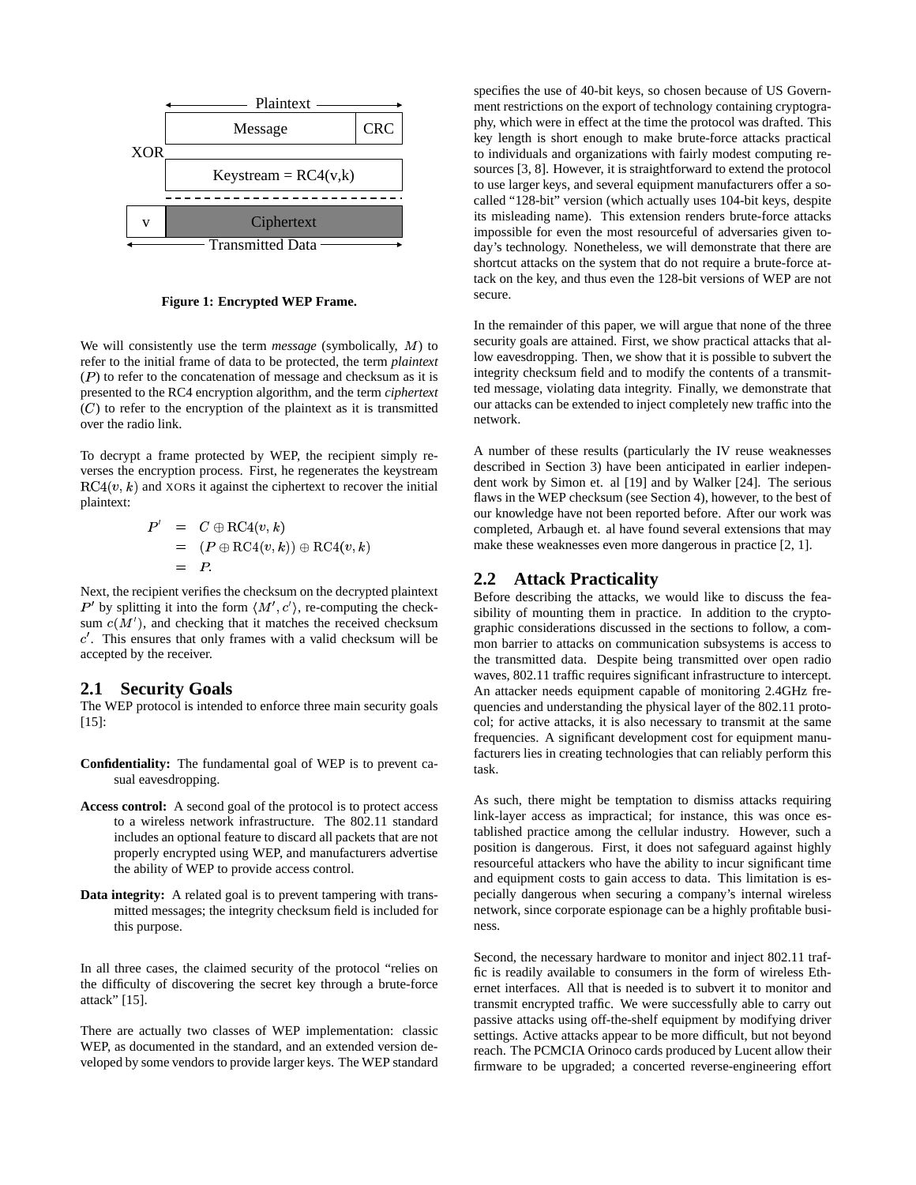Figure 1: Encrypted WEP Frame.

We will consistently use the term *message* (symbolically, $M$) to refer to the initial frame of data to be protected, the term *plaintext* ($P$) to refer to the concatenation of message and checksum as it is presented to the RC4 encryption algorithm, and the term *ciphertext* ($C$) to refer to the encryption of the plaintext as it is transmitted over the radio link.

To decrypt a frame protected by WEP, the recipient simply reverses the encryption process. First, he regenerates the keystream $\mathrm{RC4}(v, k)$ and XORs it against the ciphertext to recover the initial plaintext:

$$
\begin{aligned}
P' &= C \oplus \mathrm{RC4}(v, k) \\
&= (P \oplus \mathrm{RC4}(v, k)) \oplus \mathrm{RC4}(v, k) \\
&= P.
\end{aligned}
$$

Next, the recipient verifies the checksum on the decrypted plaintext $P'$ by splitting it into the form $\langle M', c' \rangle$, re-computing the checksum $c(M')$, and checking that it matches the received checksum $c'$. This ensures that only frames with a valid checksum will be accepted by the receiver.

## 2.1 Security Goals

The WEP protocol is intended to enforce three main security goals [15]:

**Confidentiality:** The fundamental goal of WEP is to prevent casual eavesdropping.

**Access control:** A second goal of the protocol is to protect access to a wireless network infrastructure. The 802.11 standard includes an optional feature to discard all packets that are not properly encrypted using WEP, and manufacturers advertise the ability of WEP to provide access control.

**Data integrity:** A related goal is to prevent tampering with transmitted messages; the integrity checksum field is included for this purpose.

In all three cases, the claimed security of the protocol "relies on the difficulty of discovering the secret key through a brute-force attack" [15].

There are actually two classes of WEP implementation: classic WEP, as documented in the standard, and an extended version developed by some vendors to provide larger keys. The WEP standard specifies the use of 40-bit keys, so chosen because of US Government restrictions on the export of technology containing cryptography, which were in effect at the time the protocol was drafted. This key length is short enough to make brute-force attacks practical to individuals and organizations with fairly modest computing resources [3, 8]. However, it is straightforward to extend the protocol to use larger keys, and several equipment manufacturers offer a so-called "128-bit" version (which actually uses 104-bit keys, despite its misleading name). This extension renders brute-force attacks impossible for even the most resourceful of adversaries given today's technology. Nonetheless, we will demonstrate that there are shortcut attacks on the system that do not require a brute-force attack on the key, and thus even the 128-bit versions of WEP are not secure.

In the remainder of this paper, we will argue that none of the three security goals are attained. First, we show practical attacks that allow eavesdropping. Then, we show that it is possible to subvert the integrity checksum field and to modify the contents of a transmitted message, violating data integrity. Finally, we demonstrate that our attacks can be extended to inject completely new traffic into the network.

A number of these results (particularly the IV reuse weaknesses described in Section 3) have been anticipated in earlier independent work by Simon et. al [19] and by Walker [24]. The serious flaws in the WEP checksum (see Section 4), however, to the best of our knowledge have not been reported before. After our work was completed, Arbaugh et. al have found several extensions that may make these weaknesses even more dangerous in practice [2, 1].

## 2.2 Attack Practicality

Before describing the attacks, we would like to discuss the feasibility of mounting them in practice. In addition to the cryptographic considerations discussed in the sections to follow, a common barrier to attacks on communication subsystems is access to the transmitted data. Despite being transmitted over open radio waves, 802.11 traffic requires significant infrastructure to intercept. An attacker needs equipment capable of monitoring 2.4GHz frequencies and understanding the physical layer of the 802.11 protocol; for active attacks, it is also necessary to transmit at the same frequencies. A significant development cost for equipment manufacturers lies in creating technologies that can reliably perform this task.

As such, there might be temptation to dismiss attacks requiring link-layer access as impractical; for instance, this was once established practice among the cellular industry. However, such a position is dangerous. First, it does not safeguard against highly resourceful attackers who have the ability to incur significant time and equipment costs to gain access to data. This limitation is especially dangerous when securing a company's internal wireless network, since corporate espionage can be a highly profitable business.

Second, the necessary hardware to monitor and inject 802.11 traffic is readily available to consumers in the form of wireless Ethernet interfaces. All that is needed is to subvert it to monitor and transmit encrypted traffic. We were successfully able to carry out passive attacks using off-the-shelf equipment by modifying driver settings. Active attacks appear to be more difficult, but not beyond reach. The PCMCIA Orinoco cards produced by Lucent allow their firmware to be upgraded; a concerted reverse-engineering effort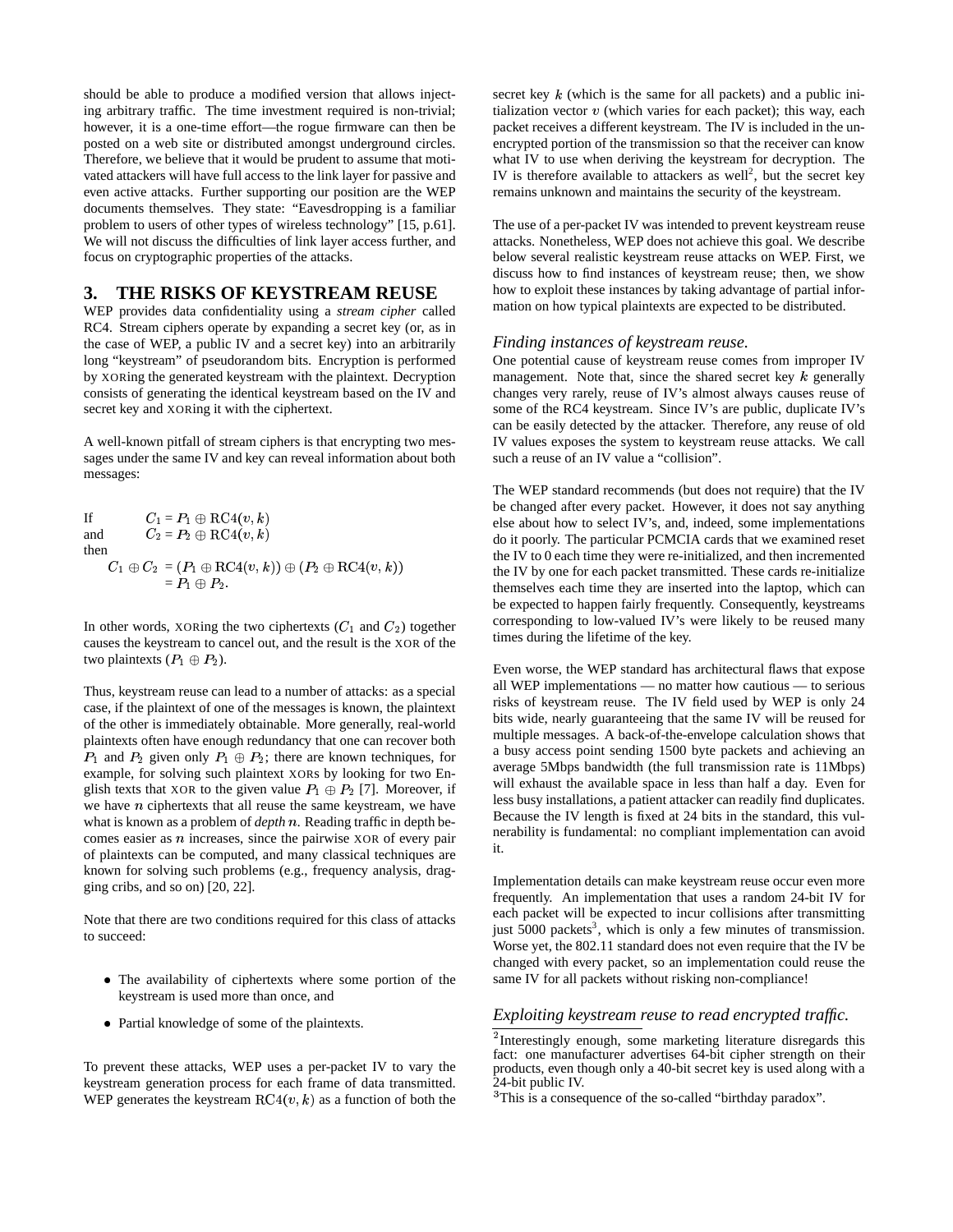should be able to produce a modified version that allows injecting arbitrary traffic. The time investment required is non-trivial; however, it is a one-time effort—the rogue firmware can then be posted on a web site or distributed amongst underground circles. Therefore, we believe that it would be prudent to assume that motivated attackers will have full access to the link layer for passive and even active attacks. Further supporting our position are the WEP documents themselves. They state: "Eavesdropping is a familiar problem to users of other types of wireless technology" [15, p.61]. We will not discuss the difficulties of link layer access further, and focus on cryptographic properties of the attacks.

## 3. THE RISKS OF KEYSTREAM REUSE

WEP provides data confidentiality using a *stream cipher* called RC4. Stream ciphers operate by expanding a secret key (or, as in the case of WEP, a public IV and a secret key) into an arbitrarily long "keystream" of pseudorandom bits. Encryption is performed by XORing the generated keystream with the plaintext. Decryption consists of generating the identical keystream based on the IV and secret key and XORing it with the ciphertext.

A well-known pitfall of stream ciphers is that encrypting two messages under the same IV and key can reveal information about both messages:

If $C_1 = P_1 \oplus \mathrm{RC4}(v, k)$
and $C_2 = P_2 \oplus \mathrm{RC4}(v, k)$
then

$$C_1 \oplus C_2 = (P_1 \oplus \mathrm{RC4}(v,k)) \oplus (P_2 \oplus \mathrm{RC4}(v,k)) = P_1 \oplus P_2.$$

In other words, XORing the two ciphertexts ($C_1$ and $C_2$) together causes the keystream to cancel out, and the result is the XOR of the two plaintexts ($P_1 \oplus P_2$).

Thus, keystream reuse can lead to a number of attacks: as a special case, if the plaintext of one of the messages is known, the plaintext of the other is immediately obtainable. More generally, real-world plaintexts often have enough redundancy that one can recover both $P_1$ and $P_2$ given only $P_1 \oplus P_2$; there are known techniques, for example, for solving such plaintext XORs by looking for two English texts that XOR to the given value $P_1 \oplus P_2$ [7]. Moreover, if we have $n$ ciphertexts that all reuse the same keystream, we have what is known as a problem of *depth* $n$. Reading traffic in depth becomes easier as $n$ increases, since the pairwise XOR of every pair of plaintexts can be computed, and many classical techniques are known for solving such problems (e.g., frequency analysis, dragging cribs, and so on) [20, 22].

Note that there are two conditions required for this class of attacks to succeed:

- The availability of ciphertexts where some portion of the keystream is used more than once, and
- Partial knowledge of some of the plaintexts.

To prevent these attacks, WEP uses a per-packet IV to vary the keystream generation process for each frame of data transmitted. WEP generates the keystream $\mathrm{RC4}(v, k)$ as a function of both the secret key $k$ (which is the same for all packets) and a public initialization vector $v$ (which varies for each packet); this way, each packet receives a different keystream. The IV is included in the unencrypted portion of the transmission so that the receiver can know what IV to use when deriving the keystream for decryption. The IV is therefore available to attackers as well[2], but the secret key remains unknown and maintains the security of the keystream.

The use of a per-packet IV was intended to prevent keystream reuse attacks. Nonetheless, WEP does not achieve this goal. We describe below several realistic keystream reuse attacks on WEP. First, we discuss how to find instances of keystream reuse; then, we show how to exploit these instances by taking advantage of partial information on how typical plaintexts are expected to be distributed.

### *Finding instances of keystream reuse.*

One potential cause of keystream reuse comes from improper IV management. Note that, since the shared secret key $k$ generally changes very rarely, reuse of IV's almost always causes reuse of some of the RC4 keystream. Since IV's are public, duplicate IV's can be easily detected by the attacker. Therefore, any reuse of old IV values exposes the system to keystream reuse attacks. We call such a reuse of an IV value a "collision".

The WEP standard recommends (but does not require) that the IV be changed after every packet. However, it does not say anything else about how to select IV's, and, indeed, some implementations do it poorly. The particular PCMCIA cards that we examined reset the IV to 0 each time they were re-initialized, and then incremented the IV by one for each packet transmitted. These cards re-initialize themselves each time they are inserted into the laptop, which can be expected to happen fairly frequently. Consequently, keystreams corresponding to low-valued IV's were likely to be reused many times during the lifetime of the key.

Even worse, the WEP standard has architectural flaws that expose all WEP implementations — no matter how cautious — to serious risks of keystream reuse. The IV field used by WEP is only 24 bits wide, nearly guaranteeing that the same IV will be reused for multiple messages. A back-of-the-envelope calculation shows that a busy access point sending 1500 byte packets and achieving an average 5Mbps bandwidth (the full transmission rate is 11Mbps) will exhaust the available space in less than half a day. Even for less busy installations, a patient attacker can readily find duplicates. Because the IV length is fixed at 24 bits in the standard, this vulnerability is fundamental: no compliant implementation can avoid it.

Implementation details can make keystream reuse occur even more frequently. An implementation that uses a random 24-bit IV for each packet will be expected to incur collisions after transmitting just 5000 packets[3], which is only a few minutes of transmission. Worse yet, the 802.11 standard does not even require that the IV be changed with every packet, so an implementation could reuse the same IV for all packets without risking non-compliance!

### *Exploiting keystream reuse to read encrypted traffic.*

[2] Interestingly enough, some marketing literature disregards this fact: one manufacturer advertises 64-bit cipher strength on their products, even though only a 40-bit secret key is used along with a 24-bit public IV.

[3] This is a consequence of the so-called "birthday paradox".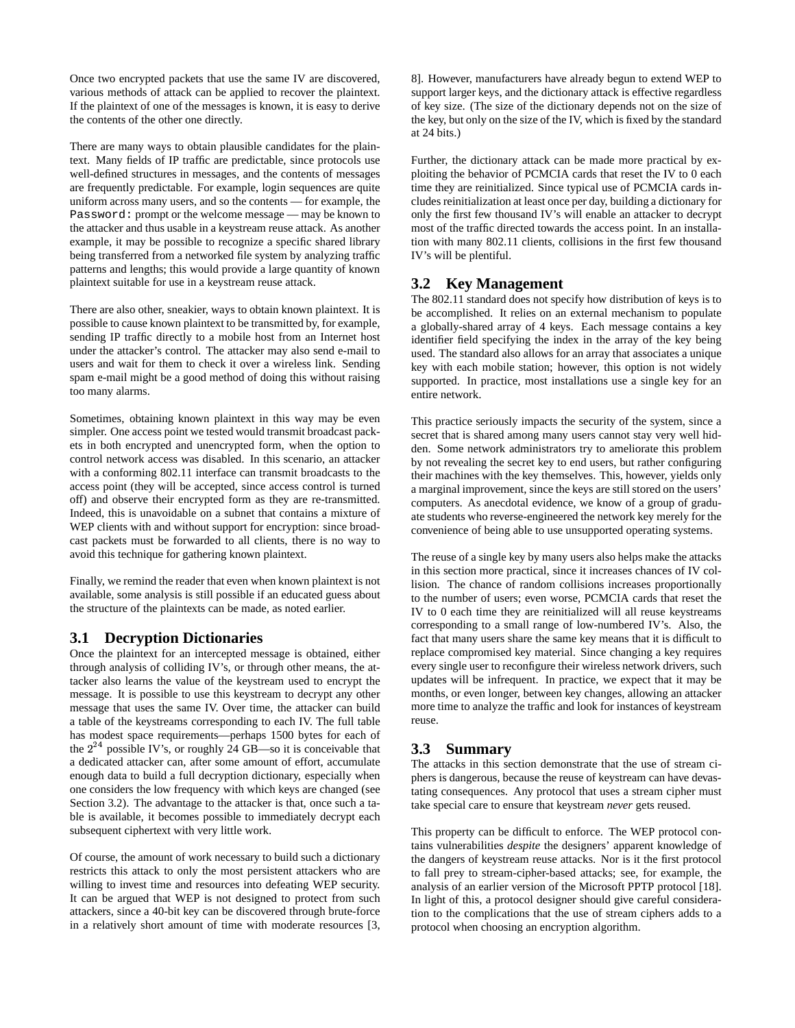Once two encrypted packets that use the same IV are discovered, various methods of attack can be applied to recover the plaintext. If the plaintext of one of the messages is known, it is easy to derive the contents of the other one directly.

There are many ways to obtain plausible candidates for the plaintext. Many fields of IP traffic are predictable, since protocols use well-defined structures in messages, and the contents of messages are frequently predictable. For example, login sequences are quite uniform across many users, and so the contents — for example, the `Password:` prompt or the welcome message — may be known to the attacker and thus usable in a keystream reuse attack. As another example, it may be possible to recognize a specific shared library being transferred from a networked file system by analyzing traffic patterns and lengths; this would provide a large quantity of known plaintext suitable for use in a keystream reuse attack.

There are also other, sneakier, ways to obtain known plaintext. It is possible to cause known plaintext to be transmitted by, for example, sending IP traffic directly to a mobile host from an Internet host under the attacker's control. The attacker may also send e-mail to users and wait for them to check it over a wireless link. Sending spam e-mail might be a good method of doing this without raising too many alarms.

Sometimes, obtaining known plaintext in this way may be even simpler. One access point we tested would transmit broadcast packets in both encrypted and unencrypted form, when the option to control network access was disabled. In this scenario, an attacker with a conforming 802.11 interface can transmit broadcasts to the access point (they will be accepted, since access control is turned off) and observe their encrypted form as they are re-transmitted. Indeed, this is unavoidable on a subnet that contains a mixture of WEP clients with and without support for encryption: since broadcast packets must be forwarded to all clients, there is no way to avoid this technique for gathering known plaintext.

Finally, we remind the reader that even when known plaintext is not available, some analysis is still possible if an educated guess about the structure of the plaintexts can be made, as noted earlier.

## 3.1 Decryption Dictionaries

Once the plaintext for an intercepted message is obtained, either through analysis of colliding IV's, or through other means, the attacker also learns the value of the keystream used to encrypt the message. It is possible to use this keystream to decrypt any other message that uses the same IV. Over time, the attacker can build a table of the keystreams corresponding to each IV. The full table has modest space requirements—perhaps 1500 bytes for each of the $2^{24}$ possible IV's, or roughly 24 GB—so it is conceivable that a dedicated attacker can, after some amount of effort, accumulate enough data to build a full decryption dictionary, especially when one considers the low frequency with which keys are changed (see Section 3.2). The advantage to the attacker is that, once such a table is available, it becomes possible to immediately decrypt each subsequent ciphertext with very little work.

Of course, the amount of work necessary to build such a dictionary restricts this attack to only the most persistent attackers who are willing to invest time and resources into defeating WEP security. It can be argued that WEP is not designed to protect from such attackers, since a 40-bit key can be discovered through brute-force in a relatively short amount of time with moderate resources [3, 8]. However, manufacturers have already begun to extend WEP to support larger keys, and the dictionary attack is effective regardless of key size. (The size of the dictionary depends not on the size of the key, but only on the size of the IV, which is fixed by the standard at 24 bits.)

Further, the dictionary attack can be made more practical by exploiting the behavior of PCMCIA cards that reset the IV to 0 each time they are reinitialized. Since typical use of PCMCIA cards includes reinitialization at least once per day, building a dictionary for only the first few thousand IV's will enable an attacker to decrypt most of the traffic directed towards the access point. In an installation with many 802.11 clients, collisions in the first few thousand IV's will be plentiful.

## 3.2 Key Management

The 802.11 standard does not specify how distribution of keys is to be accomplished. It relies on an external mechanism to populate a globally-shared array of 4 keys. Each message contains a key identifier field specifying the index in the array of the key being used. The standard also allows for an array that associates a unique key with each mobile station; however, this option is not widely supported. In practice, most installations use a single key for an entire network.

This practice seriously impacts the security of the system, since a secret that is shared among many users cannot stay very well hidden. Some network administrators try to ameliorate this problem by not revealing the secret key to end users, but rather configuring their machines with the key themselves. This, however, yields only a marginal improvement, since the keys are still stored on the users' computers. As anecdotal evidence, we know of a group of graduate students who reverse-engineered the network key merely for the convenience of being able to use unsupported operating systems.

The reuse of a single key by many users also helps make the attacks in this section more practical, since it increases chances of IV collision. The chance of random collisions increases proportionally to the number of users; even worse, PCMCIA cards that reset the IV to 0 each time they are reinitialized will all reuse keystreams corresponding to a small range of low-numbered IV's. Also, the fact that many users share the same key means that it is difficult to replace compromised key material. Since changing a key requires every single user to reconfigure their wireless network drivers, such updates will be infrequent. In practice, we expect that it may be months, or even longer, between key changes, allowing an attacker more time to analyze the traffic and look for instances of keystream reuse.

## 3.3 Summary

The attacks in this section demonstrate that the use of stream ciphers is dangerous, because the reuse of keystream can have devastating consequences. Any protocol that uses a stream cipher must take special care to ensure that keystream *never* gets reused.

This property can be difficult to enforce. The WEP protocol contains vulnerabilities *despite* the designers' apparent knowledge of the dangers of keystream reuse attacks. Nor is it the first protocol to fall prey to stream-cipher-based attacks; see, for example, the analysis of an earlier version of the Microsoft PPTP protocol [18]. In light of this, a protocol designer should give careful consideration to the complications that the use of stream ciphers adds to a protocol when choosing an encryption algorithm.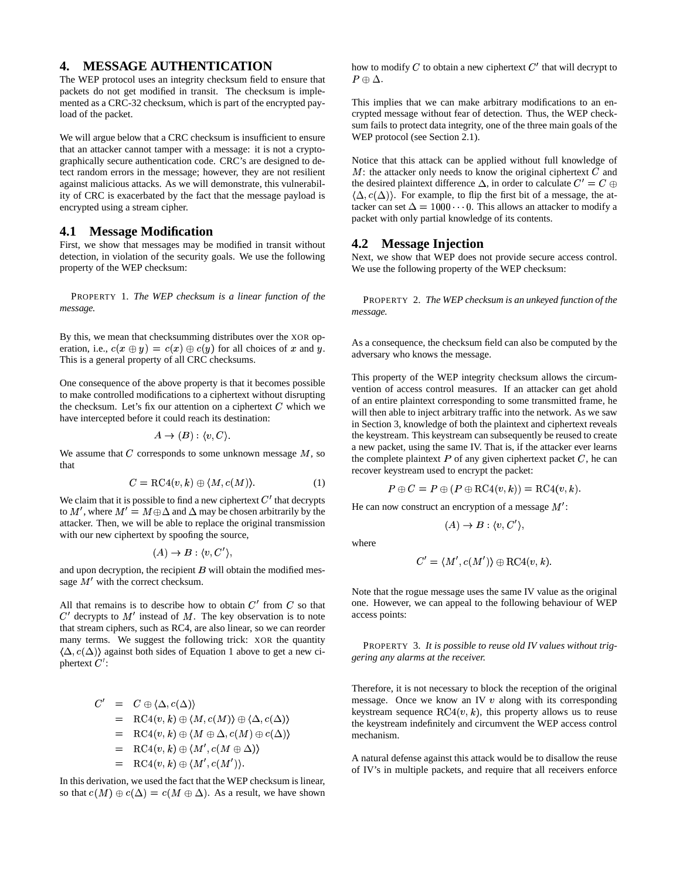## 4. MESSAGE AUTHENTICATION

The WEP protocol uses an integrity checksum field to ensure that packets do not get modified in transit. The checksum is implemented as a CRC-32 checksum, which is part of the encrypted payload of the packet.

We will argue below that a CRC checksum is insufficient to ensure that an attacker cannot tamper with a message: it is not a cryptographically secure authentication code. CRC's are designed to detect random errors in the message; however, they are not resilient against malicious attacks. As we will demonstrate, this vulnerability of CRC is exacerbated by the fact that the message payload is encrypted using a stream cipher.

### 4.1 Message Modification

First, we show that messages may be modified in transit without detection, in violation of the security goals. We use the following property of the WEP checksum:

PROPERTY 1. *The WEP checksum is a linear function of the message.*

By this, we mean that checksumming distributes over the XOR operation, i.e., $c(x \oplus y) = c(x) \oplus c(y)$ for all choices of $x$ and $y$. This is a general property of all CRC checksums.

One consequence of the above property is that it becomes possible to make controlled modifications to a ciphertext without disrupting the checksum. Let's fix our attention on a ciphertext $C$ which we have intercepted before it could reach its destination:

$$A \to (B) : \langle v, C \rangle.$$

We assume that $C$ corresponds to some unknown message $M$, so that

$$C = \mathrm{RC4}(v, k) \oplus \langle M, c(M) \rangle. \qquad (1)$$

We claim that it is possible to find a new ciphertext $C'$ that decrypts to $M'$, where $M' = M \oplus \Delta$ and $\Delta$ may be chosen arbitrarily by the attacker. Then, we will be able to replace the original transmission with our new ciphertext by spoofing the source,

$$(A) \to B : \langle v, C' \rangle,$$

and upon decryption, the recipient $B$ will obtain the modified message $M'$ with the correct checksum.

All that remains is to describe how to obtain $C'$ from $C$ so that $C'$ decrypts to $M'$ instead of $M$. The key observation is to note that stream ciphers, such as RC4, are also linear, so we can reorder many terms. We suggest the following trick: XOR the quantity $\langle \Delta, c(\Delta) \rangle$ against both sides of Equation 1 above to get a new ciphertext $C'$:

$$\begin{aligned}
C' &= C \oplus \langle \Delta, c(\Delta) \rangle \\
&= \mathrm{RC4}(v, k) \oplus \langle M, c(M) \rangle \oplus \langle \Delta, c(\Delta) \rangle \\
&= \mathrm{RC4}(v, k) \oplus \langle M \oplus \Delta, c(M) \oplus c(\Delta) \rangle \\
&= \mathrm{RC4}(v, k) \oplus \langle M', c(M \oplus \Delta) \rangle \\
&= \mathrm{RC4}(v, k) \oplus \langle M', c(M') \rangle.
\end{aligned}$$

In this derivation, we used the fact that the WEP checksum is linear, so that $c(M) \oplus c(\Delta) = c(M \oplus \Delta)$. As a result, we have shown how to modify $C$ to obtain a new ciphertext $C'$ that will decrypt to $P \oplus \Delta$.

This implies that we can make arbitrary modifications to an encrypted message without fear of detection. Thus, the WEP checksum fails to protect data integrity, one of the three main goals of the WEP protocol (see Section 2.1).

Notice that this attack can be applied without full knowledge of $M$: the attacker only needs to know the original ciphertext $C$ and the desired plaintext difference $\Delta$, in order to calculate $C' = C \oplus \langle \Delta, c(\Delta) \rangle$. For example, to flip the first bit of a message, the attacker can set $\Delta = 1000 \cdots 0$. This allows an attacker to modify a packet with only partial knowledge of its contents.

### 4.2 Message Injection

Next, we show that WEP does not provide secure access control. We use the following property of the WEP checksum:

PROPERTY 2. *The WEP checksum is an unkeyed function of the message.*

As a consequence, the checksum field can also be computed by the adversary who knows the message.

This property of the WEP integrity checksum allows the circumvention of access control measures. If an attacker can get ahold of an entire plaintext corresponding to some transmitted frame, he will then able to inject arbitrary traffic into the network. As we saw in Section 3, knowledge of both the plaintext and ciphertext reveals the keystream. This keystream can subsequently be reused to create a new packet, using the same IV. That is, if the attacker ever learns the complete plaintext $P$ of any given ciphertext packet $C$, he can recover keystream used to encrypt the packet:

$$P \oplus C = P \oplus (P \oplus \mathrm{RC4}(v, k)) = \mathrm{RC4}(v, k).$$

He can now construct an encryption of a message $M'$:

$$(A) \to B : \langle v, C' \rangle,$$

where

$$C' = \langle M', c(M') \rangle \oplus \mathrm{RC4}(v, k).$$

Note that the rogue message uses the same IV value as the original one. However, we can appeal to the following behaviour of WEP access points:

PROPERTY 3. *It is possible to reuse old IV values without triggering any alarms at the receiver.*

Therefore, it is not necessary to block the reception of the original message. Once we know an IV $v$ along with its corresponding keystream sequence $\mathrm{RC4}(v, k)$, this property allows us to reuse the keystream indefinitely and circumvent the WEP access control mechanism.

A natural defense against this attack would be to disallow the reuse of IV's in multiple packets, and require that all receivers enforce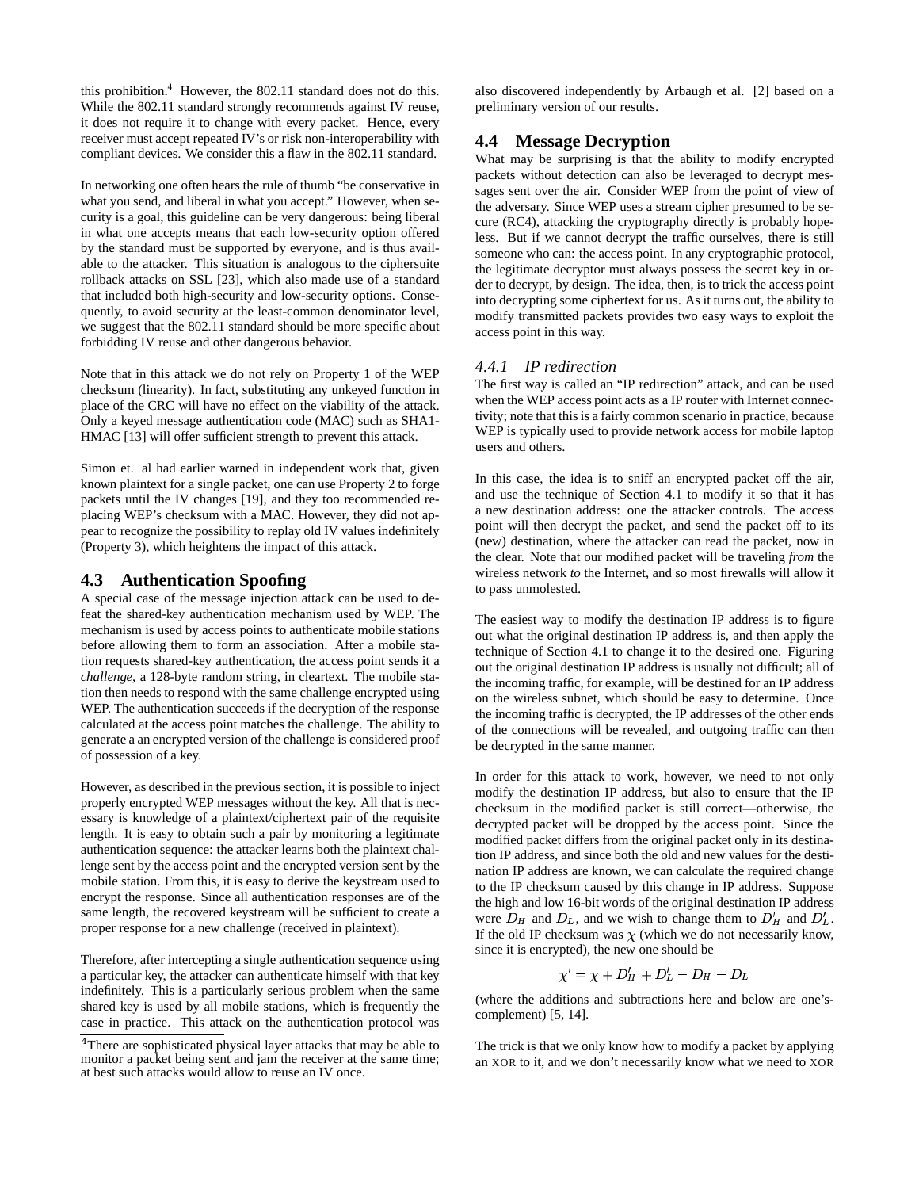this prohibition.[4] However, the 802.11 standard does not do this. While the 802.11 standard strongly recommends against IV reuse, it does not require it to change with every packet. Hence, every receiver must accept repeated IV's or risk non-interoperability with compliant devices. We consider this a flaw in the 802.11 standard.

In networking one often hears the rule of thumb "be conservative in what you send, and liberal in what you accept." However, when security is a goal, this guideline can be very dangerous: being liberal in what one accepts means that each low-security option offered by the standard must be supported by everyone, and is thus available to the attacker. This situation is analogous to the ciphersuite rollback attacks on SSL [23], which also made use of a standard that included both high-security and low-security options. Consequently, to avoid security at the least-common denominator level, we suggest that the 802.11 standard should be more specific about forbidding IV reuse and other dangerous behavior.

Note that in this attack we do not rely on Property 1 of the WEP checksum (linearity). In fact, substituting any unkeyed function in place of the CRC will have no effect on the viability of the attack. Only a keyed message authentication code (MAC) such as SHA1-HMAC [13] will offer sufficient strength to prevent this attack.

Simon et. al had earlier warned in independent work that, given known plaintext for a single packet, one can use Property 2 to forge packets until the IV changes [19], and they too recommended replacing WEP's checksum with a MAC. However, they did not appear to recognize the possibility to replay old IV values indefinitely (Property 3), which heightens the impact of this attack.

## 4.3 Authentication Spoofing

A special case of the message injection attack can be used to defeat the shared-key authentication mechanism used by WEP. The mechanism is used by access points to authenticate mobile stations before allowing them to form an association. After a mobile station requests shared-key authentication, the access point sends it a *challenge*, a 128-byte random string, in cleartext. The mobile station then needs to respond with the same challenge encrypted using WEP. The authentication succeeds if the decryption of the response calculated at the access point matches the challenge. The ability to generate a an encrypted version of the challenge is considered proof of possession of a key.

However, as described in the previous section, it is possible to inject properly encrypted WEP messages without the key. All that is necessary is knowledge of a plaintext/ciphertext pair of the requisite length. It is easy to obtain such a pair by monitoring a legitimate authentication sequence: the attacker learns both the plaintext challenge sent by the access point and the encrypted version sent by the mobile station. From this, it is easy to derive the keystream used to encrypt the response. Since all authentication responses are of the same length, the recovered keystream will be sufficient to create a proper response for a new challenge (received in plaintext).

Therefore, after intercepting a single authentication sequence using a particular key, the attacker can authenticate himself with that key indefinitely. This is a particularly serious problem when the same shared key is used by all mobile stations, which is frequently the case in practice. This attack on the authentication protocol was also discovered independently by Arbaugh et al. [2] based on a preliminary version of our results.

[4]There are sophisticated physical layer attacks that may be able to monitor a packet being sent and jam the receiver at the same time; at best such attacks would allow to reuse an IV once.

## 4.4 Message Decryption

What may be surprising is that the ability to modify encrypted packets without detection can also be leveraged to decrypt messages sent over the air. Consider WEP from the point of view of the adversary. Since WEP uses a stream cipher presumed to be secure (RC4), attacking the cryptography directly is probably hopeless. But if we cannot decrypt the traffic ourselves, there is still someone who can: the access point. In any cryptographic protocol, the legitimate decryptor must always possess the secret key in order to decrypt, by design. The idea, then, is to trick the access point into decrypting some ciphertext for us. As it turns out, the ability to modify transmitted packets provides two easy ways to exploit the access point in this way.

### 4.4.1 IP redirection

The first way is called an "IP redirection" attack, and can be used when the WEP access point acts as a IP router with Internet connectivity; note that this is a fairly common scenario in practice, because WEP is typically used to provide network access for mobile laptop users and others.

In this case, the idea is to sniff an encrypted packet off the air, and use the technique of Section 4.1 to modify it so that it has a new destination address: one the attacker controls. The access point will then decrypt the packet, and send the packet off to its (new) destination, where the attacker can read the packet, now in the clear. Note that our modified packet will be traveling *from* the wireless network *to* the Internet, and so most firewalls will allow it to pass unmolested.

The easiest way to modify the destination IP address is to figure out what the original destination IP address is, and then apply the technique of Section 4.1 to change it to the desired one. Figuring out the original destination IP address is usually not difficult; all of the incoming traffic, for example, will be destined for an IP address on the wireless subnet, which should be easy to determine. Once the incoming traffic is decrypted, the IP addresses of the other ends of the connections will be revealed, and outgoing traffic can then be decrypted in the same manner.

In order for this attack to work, however, we need to not only modify the destination IP address, but also to ensure that the IP checksum in the modified packet is still correct—otherwise, the decrypted packet will be dropped by the access point. Since the modified packet differs from the original packet only in its destination IP address, and since both the old and new values for the destination IP address are known, we can calculate the required change to the IP checksum caused by this change in IP address. Suppose the high and low 16-bit words of the original destination IP address were $D_H$ and $D_L$, and we wish to change them to $D'_H$ and $D'_L$. If the old IP checksum was $\chi$ (which we do not necessarily know, since it is encrypted), the new one should be

$$\chi' = \chi + D'_H + D'_L - D_H - D_L$$

(where the additions and subtractions here and below are one's-complement) [5, 14].

The trick is that we only know how to modify a packet by applying an XOR to it, and we don't necessarily know what we need to XOR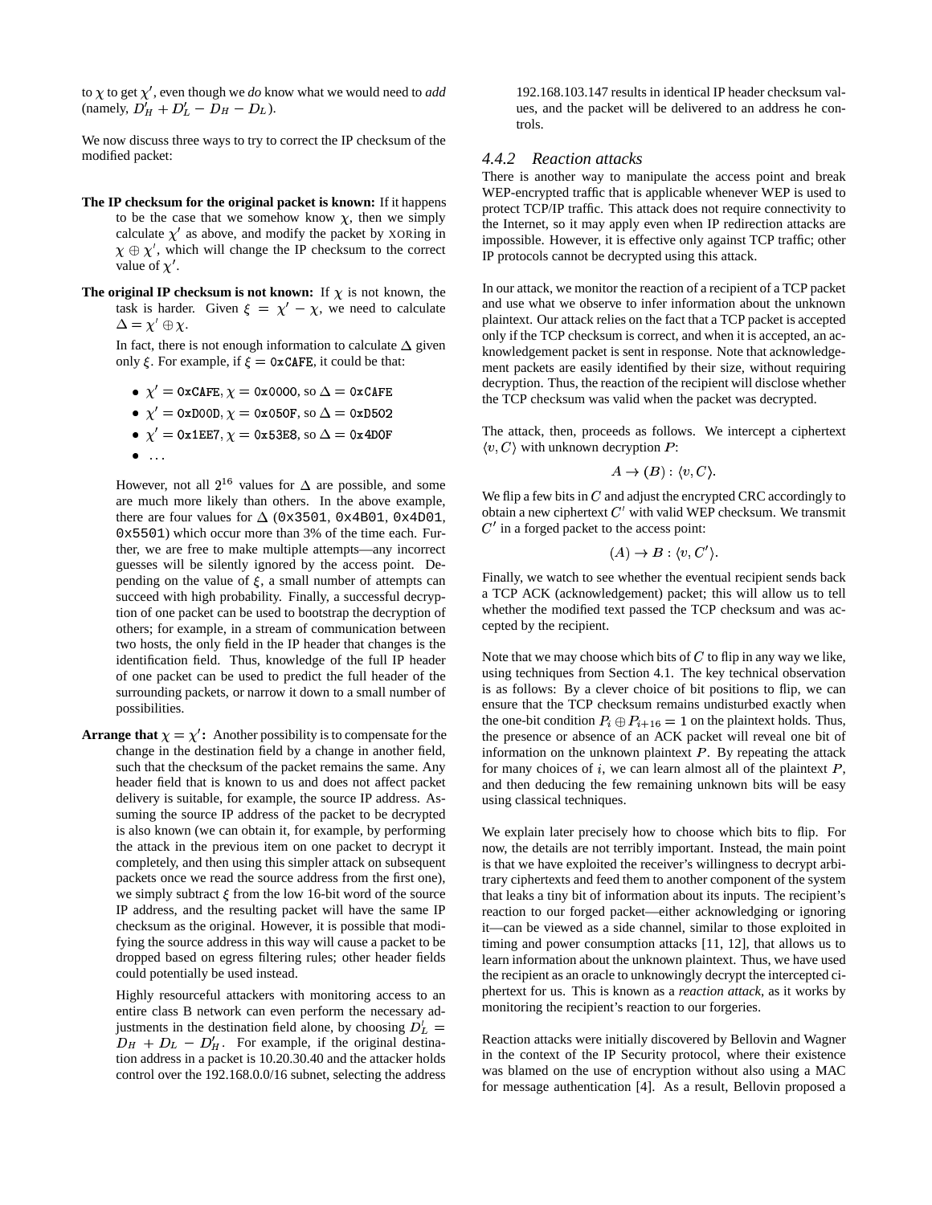to $\chi$ to get $\chi'$, even though we *do* know what we would need to *add* (namely, $D'_H + D'_L - D_H - D_L$).

We now discuss three ways to try to correct the IP checksum of the modified packet:

**The IP checksum for the original packet is known:** If it happens to be the case that we somehow know $\chi$, then we simply calculate $\chi'$ as above, and modify the packet by XORing in $\chi \oplus \chi'$, which will change the IP checksum to the correct value of $\chi'$.

**The original IP checksum is not known:** If $\chi$ is not known, the task is harder. Given $\xi = \chi' - \chi$, we need to calculate $\Delta = \chi' \oplus \chi$.

In fact, there is not enough information to calculate $\Delta$ given only $\xi$. For example, if $\xi = \texttt{0xCAFE}$, it could be that:

- $\chi' = \texttt{0xCAFE}$, $\chi = \texttt{0x0000}$, so $\Delta = \texttt{0xCAFE}$
- $\chi' = \texttt{0xD00D}$, $\chi = \texttt{0x050F}$, so $\Delta = \texttt{0xD502}$
- $\chi' = \texttt{0x1EE7}$, $\chi = \texttt{0x53E8}$, so $\Delta = \texttt{0x4D0F}$
- ...

However, not all $2^{16}$ values for $\Delta$ are possible, and some are much more likely than others. In the above example, there are four values for $\Delta$ (0x3501, 0x4B01, 0x4D01, 0x5501) which occur more than 3% of the time each. Further, we are free to make multiple attempts—any incorrect guesses will be silently ignored by the access point. Depending on the value of $\xi$, a small number of attempts can succeed with high probability. Finally, a successful decryption of one packet can be used to bootstrap the decryption of others; for example, in a stream of communication between two hosts, the only field in the IP header that changes is the identification field. Thus, knowledge of the full IP header of one packet can be used to predict the full header of the surrounding packets, or narrow it down to a small number of possibilities.

**Arrange that $\chi = \chi'$:** Another possibility is to compensate for the change in the destination field by a change in another field, such that the checksum of the packet remains the same. Any header field that is known to us and does not affect packet delivery is suitable, for example, the source IP address. Assuming the source IP address of the packet to be decrypted is also known (we can obtain it, for example, by performing the attack in the previous item on one packet to decrypt it completely, and then using this simpler attack on subsequent packets once we read the source address from the first one), we simply subtract $\xi$ from the low 16-bit word of the source IP address, and the resulting packet will have the same IP checksum as the original. However, it is possible that modifying the source address in this way will cause a packet to be dropped based on egress filtering rules; other header fields could potentially be used instead.

Highly resourceful attackers with monitoring access to an entire class B network can even perform the necessary adjustments in the destination field alone, by choosing $D'_L = D_H + D_L - D'_H$. For example, if the original destination address in a packet is 10.20.30.40 and the attacker holds control over the 192.168.0.0/16 subnet, selecting the address 192.168.103.147 results in identical IP header checksum values, and the packet will be delivered to an address he controls.

### 4.4.2 Reaction attacks

There is another way to manipulate the access point and break WEP-encrypted traffic that is applicable whenever WEP is used to protect TCP/IP traffic. This attack does not require connectivity to the Internet, so it may apply even when IP redirection attacks are impossible. However, it is effective only against TCP traffic; other IP protocols cannot be decrypted using this attack.

In our attack, we monitor the reaction of a recipient of a TCP packet and use what we observe to infer information about the unknown plaintext. Our attack relies on the fact that a TCP packet is accepted only if the TCP checksum is correct, and when it is accepted, an acknowledgement packet is sent in response. Note that acknowledgement packets are easily identified by their size, without requiring decryption. Thus, the reaction of the recipient will disclose whether the TCP checksum was valid when the packet was decrypted.

The attack, then, proceeds as follows. We intercept a ciphertext $\langle v, C\rangle$ with unknown decryption $P$:

$$A \to (B) : \langle v, C\rangle.$$

We flip a few bits in $C$ and adjust the encrypted CRC accordingly to obtain a new ciphertext $C'$ with valid WEP checksum. We transmit $C'$ in a forged packet to the access point:

$$(A) \to B : \langle v, C'\rangle.$$

Finally, we watch to see whether the eventual recipient sends back a TCP ACK (acknowledgement) packet; this will allow us to tell whether the modified text passed the TCP checksum and was accepted by the recipient.

Note that we may choose which bits of $C$ to flip in any way we like, using techniques from Section 4.1. The key technical observation is as follows: By a clever choice of bit positions to flip, we can ensure that the TCP checksum remains undisturbed exactly when the one-bit condition $P_i \oplus P_{i+16} = 1$ on the plaintext holds. Thus, the presence or absence of an ACK packet will reveal one bit of information on the unknown plaintext $P$. By repeating the attack for many choices of $i$, we can learn almost all of the plaintext $P$, and then deducing the few remaining unknown bits will be easy using classical techniques.

We explain later precisely how to choose which bits to flip. For now, the details are not terribly important. Instead, the main point is that we have exploited the receiver's willingness to decrypt arbitrary ciphertexts and feed them to another component of the system that leaks a tiny bit of information about its inputs. The recipient's reaction to our forged packet—either acknowledging or ignoring it—can be viewed as a side channel, similar to those exploited in timing and power consumption attacks [11, 12], that allows us to learn information about the unknown plaintext. Thus, we have used the recipient as an oracle to unknowingly decrypt the intercepted ciphertext for us. This is known as a *reaction attack*, as it works by monitoring the recipient's reaction to our forgeries.

Reaction attacks were initially discovered by Bellovin and Wagner in the context of the IP Security protocol, where their existence was blamed on the use of encryption without also using a MAC for message authentication [4]. As a result, Bellovin proposed a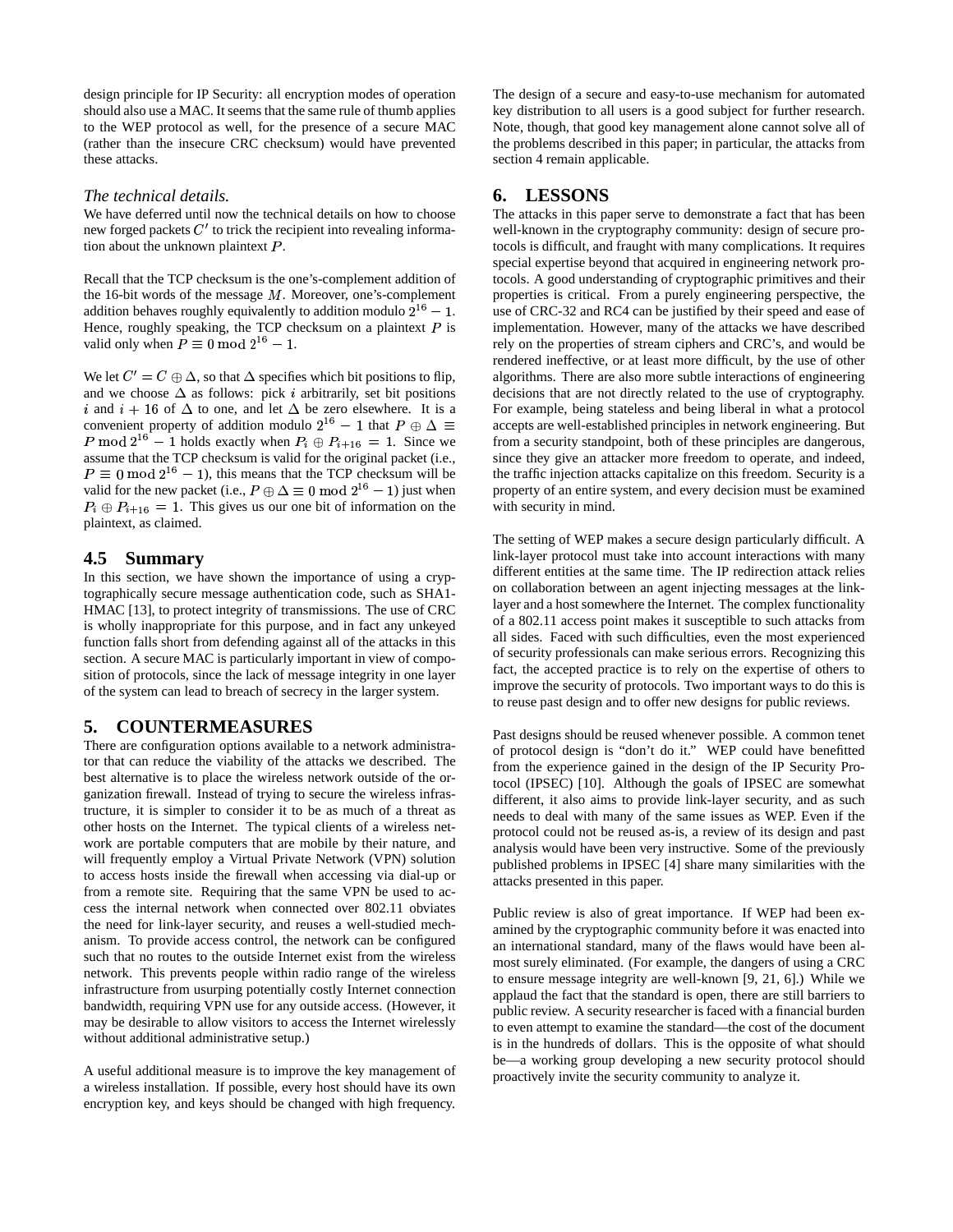design principle for IP Security: all encryption modes of operation should also use a MAC. It seems that the same rule of thumb applies to the WEP protocol as well, for the presence of a secure MAC (rather than the insecure CRC checksum) would have prevented these attacks.

### *The technical details.*

We have deferred until now the technical details on how to choose new forged packets $C'$ to trick the recipient into revealing information about the unknown plaintext $P$.

Recall that the TCP checksum is the one's-complement addition of the 16-bit words of the message $M$. Moreover, one's-complement addition behaves roughly equivalently to addition modulo $2^{16} - 1$. Hence, roughly speaking, the TCP checksum on a plaintext $P$ is valid only when $P \equiv 0 \bmod 2^{16} - 1$.

We let $C' = C \oplus \Delta$, so that $\Delta$ specifies which bit positions to flip, and we choose $\Delta$ as follows: pick $i$ arbitrarily, set bit positions $i$ and $i + 16$ of $\Delta$ to one, and let $\Delta$ be zero elsewhere. It is a convenient property of addition modulo $2^{16} - 1$ that $P \oplus \Delta \equiv P \bmod 2^{16} - 1$ holds exactly when $P_i \oplus P_{i+16} = 1$. Since we assume that the TCP checksum is valid for the original packet (i.e., $P \equiv 0 \bmod 2^{16} - 1$), this means that the TCP checksum will be valid for the new packet (i.e., $P \oplus \Delta \equiv 0 \bmod 2^{16} - 1$) just when $P_i \oplus P_{i+16} = 1$. This gives us our one bit of information on the plaintext, as claimed.

## 4.5 Summary

In this section, we have shown the importance of using a cryptographically secure message authentication code, such as SHA1-HMAC [13], to protect integrity of transmissions. The use of CRC is wholly inappropriate for this purpose, and in fact any unkeyed function falls short from defending against all of the attacks in this section. A secure MAC is particularly important in view of composition of protocols, since the lack of message integrity in one layer of the system can lead to breach of secrecy in the larger system.

# 5. COUNTERMEASURES

There are configuration options available to a network administrator that can reduce the viability of the attacks we described. The best alternative is to place the wireless network outside of the organization firewall. Instead of trying to secure the wireless infrastructure, it is simpler to consider it to be as much of a threat as other hosts on the Internet. The typical clients of a wireless network are portable computers that are mobile by their nature, and will frequently employ a Virtual Private Network (VPN) solution to access hosts inside the firewall when accessing via dial-up or from a remote site. Requiring that the same VPN be used to access the internal network when connected over 802.11 obviates the need for link-layer security, and reuses a well-studied mechanism. To provide access control, the network can be configured such that no routes to the outside Internet exist from the wireless network. This prevents people within radio range of the wireless infrastructure from usurping potentially costly Internet connection bandwidth, requiring VPN use for any outside access. (However, it may be desirable to allow visitors to access the Internet wirelessly without additional administrative setup.)

A useful additional measure is to improve the key management of a wireless installation. If possible, every host should have its own encryption key, and keys should be changed with high frequency. The design of a secure and easy-to-use mechanism for automated key distribution to all users is a good subject for further research. Note, though, that good key management alone cannot solve all of the problems described in this paper; in particular, the attacks from section 4 remain applicable.

# 6. LESSONS

The attacks in this paper serve to demonstrate a fact that has been well-known in the cryptography community: design of secure protocols is difficult, and fraught with many complications. It requires special expertise beyond that acquired in engineering network protocols. A good understanding of cryptographic primitives and their properties is critical. From a purely engineering perspective, the use of CRC-32 and RC4 can be justified by their speed and ease of implementation. However, many of the attacks we have described rely on the properties of stream ciphers and CRC's, and would be rendered ineffective, or at least more difficult, by the use of other algorithms. There are also more subtle interactions of engineering decisions that are not directly related to the use of cryptography. For example, being stateless and being liberal in what a protocol accepts are well-established principles in network engineering. But from a security standpoint, both of these principles are dangerous, since they give an attacker more freedom to operate, and indeed, the traffic injection attacks capitalize on this freedom. Security is a property of an entire system, and every decision must be examined with security in mind.

The setting of WEP makes a secure design particularly difficult. A link-layer protocol must take into account interactions with many different entities at the same time. The IP redirection attack relies on collaboration between an agent injecting messages at the link-layer and a host somewhere the Internet. The complex functionality of a 802.11 access point makes it susceptible to such attacks from all sides. Faced with such difficulties, even the most experienced of security professionals can make serious errors. Recognizing this fact, the accepted practice is to rely on the expertise of others to improve the security of protocols. Two important ways to do this is to reuse past design and to offer new designs for public reviews.

Past designs should be reused whenever possible. A common tenet of protocol design is "don't do it." WEP could have benefitted from the experience gained in the design of the IP Security Protocol (IPSEC) [10]. Although the goals of IPSEC are somewhat different, it also aims to provide link-layer security, and as such needs to deal with many of the same issues as WEP. Even if the protocol could not be reused as-is, a review of its design and past analysis would have been very instructive. Some of the previously published problems in IPSEC [4] share many similarities with the attacks presented in this paper.

Public review is also of great importance. If WEP had been examined by the cryptographic community before it was enacted into an international standard, many of the flaws would have been almost surely eliminated. (For example, the dangers of using a CRC to ensure message integrity are well-known [9, 21, 6].) While we applaud the fact that the standard is open, there are still barriers to public review. A security researcher is faced with a financial burden to even attempt to examine the standard—the cost of the document is in the hundreds of dollars. This is the opposite of what should be—a working group developing a new security protocol should proactively invite the security community to analyze it.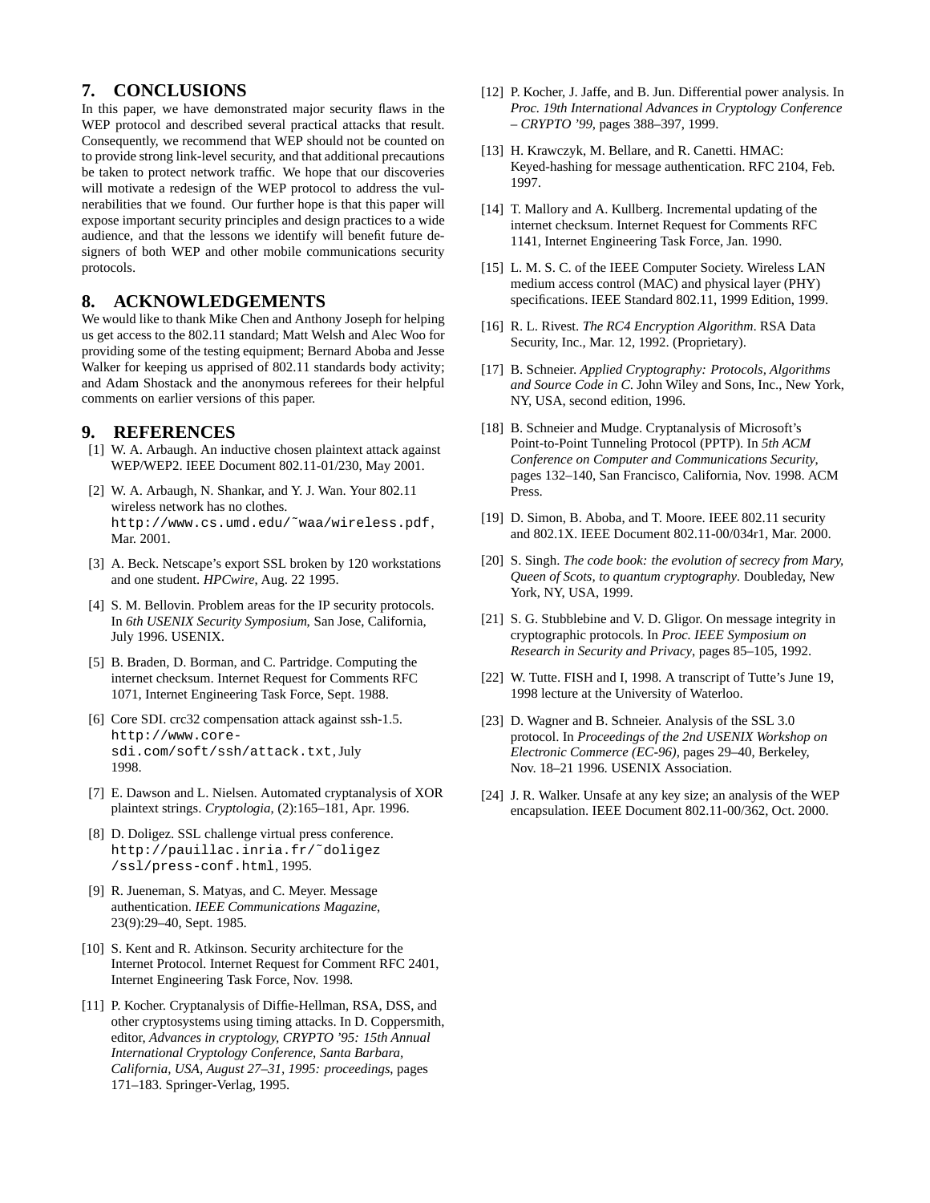## 7. CONCLUSIONS

In this paper, we have demonstrated major security flaws in the WEP protocol and described several practical attacks that result. Consequently, we recommend that WEP should not be counted on to provide strong link-level security, and that additional precautions be taken to protect network traffic. We hope that our discoveries will motivate a redesign of the WEP protocol to address the vulnerabilities that we found. Our further hope is that this paper will expose important security principles and design practices to a wide audience, and that the lessons we identify will benefit future designers of both WEP and other mobile communications security protocols.

## 8. ACKNOWLEDGEMENTS

We would like to thank Mike Chen and Anthony Joseph for helping us get access to the 802.11 standard; Matt Welsh and Alec Woo for providing some of the testing equipment; Bernard Aboba and Jesse Walker for keeping us apprised of 802.11 standards body activity; and Adam Shostack and the anonymous referees for their helpful comments on earlier versions of this paper.

## 9. REFERENCES

[1] W. A. Arbaugh. An inductive chosen plaintext attack against WEP/WEP2. IEEE Document 802.11-01/230, May 2001.

[2] W. A. Arbaugh, N. Shankar, and Y. J. Wan. Your 802.11 wireless network has no clothes. `http://www.cs.umd.edu/~waa/wireless.pdf`, Mar. 2001.

[3] A. Beck. Netscape's export SSL broken by 120 workstations and one student. *HPCwire*, Aug. 22 1995.

[4] S. M. Bellovin. Problem areas for the IP security protocols. In *6th USENIX Security Symposium*, San Jose, California, July 1996. USENIX.

[5] B. Braden, D. Borman, and C. Partridge. Computing the internet checksum. Internet Request for Comments RFC 1071, Internet Engineering Task Force, Sept. 1988.

[6] Core SDI. crc32 compensation attack against ssh-1.5. `http://www.core-sdi.com/soft/ssh/attack.txt`, July 1998.

[7] E. Dawson and L. Nielsen. Automated cryptanalysis of XOR plaintext strings. *Cryptologia*, (2):165–181, Apr. 1996.

[8] D. Doligez. SSL challenge virtual press conference. `http://pauillac.inria.fr/~doligez/ssl/press-conf.html`, 1995.

[9] R. Jueneman, S. Matyas, and C. Meyer. Message authentication. *IEEE Communications Magazine*, 23(9):29–40, Sept. 1985.

[10] S. Kent and R. Atkinson. Security architecture for the Internet Protocol. Internet Request for Comment RFC 2401, Internet Engineering Task Force, Nov. 1998.

[11] P. Kocher. Cryptanalysis of Diffie-Hellman, RSA, DSS, and other cryptosystems using timing attacks. In D. Coppersmith, editor, *Advances in cryptology, CRYPTO '95: 15th Annual International Cryptology Conference, Santa Barbara, California, USA, August 27–31, 1995: proceedings*, pages 171–183. Springer-Verlag, 1995.

[12] P. Kocher, J. Jaffe, and B. Jun. Differential power analysis. In *Proc. 19th International Advances in Cryptology Conference – CRYPTO '99*, pages 388–397, 1999.

[13] H. Krawczyk, M. Bellare, and R. Canetti. HMAC: Keyed-hashing for message authentication. RFC 2104, Feb. 1997.

[14] T. Mallory and A. Kullberg. Incremental updating of the internet checksum. Internet Request for Comments RFC 1141, Internet Engineering Task Force, Jan. 1990.

[15] L. M. S. C. of the IEEE Computer Society. Wireless LAN medium access control (MAC) and physical layer (PHY) specifications. IEEE Standard 802.11, 1999 Edition, 1999.

[16] R. L. Rivest. *The RC4 Encryption Algorithm*. RSA Data Security, Inc., Mar. 12, 1992. (Proprietary).

[17] B. Schneier. *Applied Cryptography: Protocols, Algorithms and Source Code in C*. John Wiley and Sons, Inc., New York, NY, USA, second edition, 1996.

[18] B. Schneier and Mudge. Cryptanalysis of Microsoft's Point-to-Point Tunneling Protocol (PPTP). In *5th ACM Conference on Computer and Communications Security*, pages 132–140, San Francisco, California, Nov. 1998. ACM Press.

[19] D. Simon, B. Aboba, and T. Moore. IEEE 802.11 security and 802.1X. IEEE Document 802.11-00/034r1, Mar. 2000.

[20] S. Singh. *The code book: the evolution of secrecy from Mary, Queen of Scots, to quantum cryptography*. Doubleday, New York, NY, USA, 1999.

[21] S. G. Stubblebine and V. D. Gligor. On message integrity in cryptographic protocols. In *Proc. IEEE Symposium on Research in Security and Privacy*, pages 85–105, 1992.

[22] W. Tutte. FISH and I, 1998. A transcript of Tutte's June 19, 1998 lecture at the University of Waterloo.

[23] D. Wagner and B. Schneier. Analysis of the SSL 3.0 protocol. In *Proceedings of the 2nd USENIX Workshop on Electronic Commerce (EC-96)*, pages 29–40, Berkeley, Nov. 18–21 1996. USENIX Association.

[24] J. R. Walker. Unsafe at any key size; an analysis of the WEP encapsulation. IEEE Document 802.11-00/362, Oct. 2000.